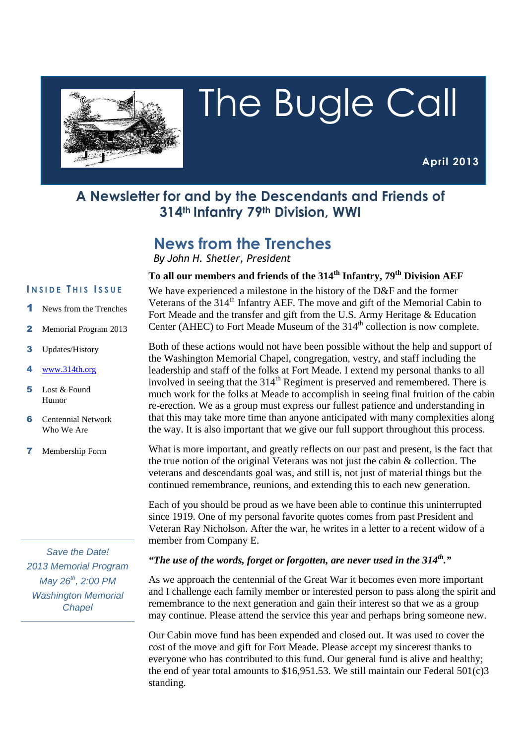# The Bugle Call

**April 2013**

## A Newsletter for and by the Descendants and Friends of 314th Infantry 79th Division, WWI

### INSIDE THIS ISSUE

1. News from the Trenches
2. Memorial Program 2013
3. Updates/History
4. www.314th.org
5. Lost & Found  
   Humor
6. Centennial Network  
   Who We Are
7. Membership Form

*Save the Date!*  
*2013 Memorial Program*  
*May 26th, 2:00 PM*  
*Washington Memorial Chapel*

## News from the Trenches

*By John H. Shetler, President*

**To all our members and friends of the 314th Infantry, 79th Division AEF**

We have experienced a milestone in the history of the D&F and the former Veterans of the 314th Infantry AEF. The move and gift of the Memorial Cabin to Fort Meade and the transfer and gift from the U.S. Army Heritage & Education Center (AHEC) to Fort Meade Museum of the 314th collection is now complete.

Both of these actions would not have been possible without the help and support of the Washington Memorial Chapel, congregation, vestry, and staff including the leadership and staff of the folks at Fort Meade. I extend my personal thanks to all involved in seeing that the 314th Regiment is preserved and remembered. There is much work for the folks at Meade to accomplish in seeing final fruition of the cabin re-erection. We as a group must express our fullest patience and understanding in that this may take more time than anyone anticipated with many complexities along the way. It is also important that we give our full support throughout this process.

What is more important, and greatly reflects on our past and present, is the fact that the true notion of the original Veterans was not just the cabin & collection. The veterans and descendants goal was, and still is, not just of material things but the continued remembrance, reunions, and extending this to each new generation.

Each of you should be proud as we have been able to continue this uninterrupted since 1919. One of my personal favorite quotes comes from past President and Veteran Ray Nicholson. After the war, he writes in a letter to a recent widow of a member from Company E.

***"The use of the words, forget or forgotten, are never used in the 314th."***

As we approach the centennial of the Great War it becomes even more important and I challenge each family member or interested person to pass along the spirit and remembrance to the next generation and gain their interest so that we as a group may continue. Please attend the service this year and perhaps bring someone new.

Our Cabin move fund has been expended and closed out. It was used to cover the cost of the move and gift for Fort Meade. Please accept my sincerest thanks to everyone who has contributed to this fund. Our general fund is alive and healthy; the end of year total amounts to $16,951.53. We still maintain our Federal 501(c)3 standing.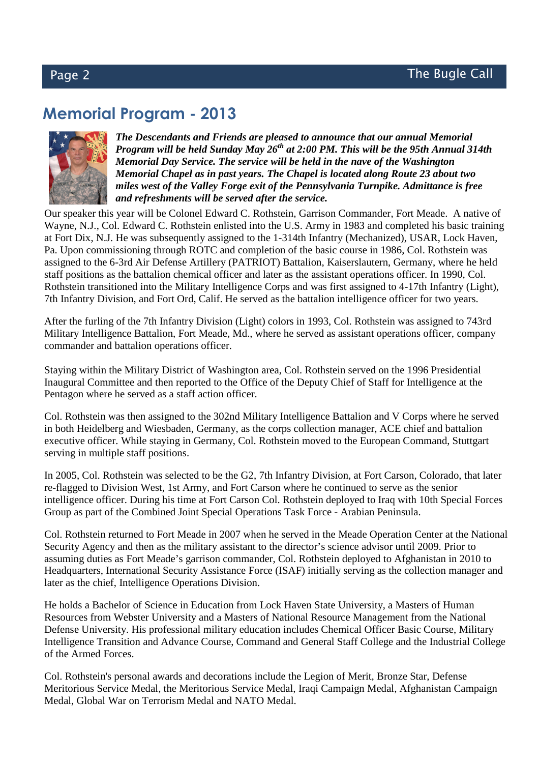## Memorial Program - 2013

***The Descendants and Friends are pleased to announce that our annual Memorial Program will be held Sunday May 26th at 2:00 PM. This will be the 95th Annual 314th Memorial Day Service. The service will be held in the nave of the Washington Memorial Chapel as in past years. The Chapel is located along Route 23 about two miles west of the Valley Forge exit of the Pennsylvania Turnpike. Admittance is free and refreshments will be served after the service.***

Our speaker this year will be Colonel Edward C. Rothstein, Garrison Commander, Fort Meade. A native of Wayne, N.J., Col. Edward C. Rothstein enlisted into the U.S. Army in 1983 and completed his basic training at Fort Dix, N.J. He was subsequently assigned to the 1-314th Infantry (Mechanized), USAR, Lock Haven, Pa. Upon commissioning through ROTC and completion of the basic course in 1986, Col. Rothstein was assigned to the 6-3rd Air Defense Artillery (PATRIOT) Battalion, Kaiserslautern, Germany, where he held staff positions as the battalion chemical officer and later as the assistant operations officer. In 1990, Col. Rothstein transitioned into the Military Intelligence Corps and was first assigned to 4-17th Infantry (Light), 7th Infantry Division, and Fort Ord, Calif. He served as the battalion intelligence officer for two years.

After the furling of the 7th Infantry Division (Light) colors in 1993, Col. Rothstein was assigned to 743rd Military Intelligence Battalion, Fort Meade, Md., where he served as assistant operations officer, company commander and battalion operations officer.

Staying within the Military District of Washington area, Col. Rothstein served on the 1996 Presidential Inaugural Committee and then reported to the Office of the Deputy Chief of Staff for Intelligence at the Pentagon where he served as a staff action officer.

Col. Rothstein was then assigned to the 302nd Military Intelligence Battalion and V Corps where he served in both Heidelberg and Wiesbaden, Germany, as the corps collection manager, ACE chief and battalion executive officer. While staying in Germany, Col. Rothstein moved to the European Command, Stuttgart serving in multiple staff positions.

In 2005, Col. Rothstein was selected to be the G2, 7th Infantry Division, at Fort Carson, Colorado, that later re-flagged to Division West, 1st Army, and Fort Carson where he continued to serve as the senior intelligence officer. During his time at Fort Carson Col. Rothstein deployed to Iraq with 10th Special Forces Group as part of the Combined Joint Special Operations Task Force - Arabian Peninsula.

Col. Rothstein returned to Fort Meade in 2007 when he served in the Meade Operation Center at the National Security Agency and then as the military assistant to the director's science advisor until 2009. Prior to assuming duties as Fort Meade's garrison commander, Col. Rothstein deployed to Afghanistan in 2010 to Headquarters, International Security Assistance Force (ISAF) initially serving as the collection manager and later as the chief, Intelligence Operations Division.

He holds a Bachelor of Science in Education from Lock Haven State University, a Masters of Human Resources from Webster University and a Masters of National Resource Management from the National Defense University. His professional military education includes Chemical Officer Basic Course, Military Intelligence Transition and Advance Course, Command and General Staff College and the Industrial College of the Armed Forces.

Col. Rothstein's personal awards and decorations include the Legion of Merit, Bronze Star, Defense Meritorious Service Medal, the Meritorious Service Medal, Iraqi Campaign Medal, Afghanistan Campaign Medal, Global War on Terrorism Medal and NATO Medal.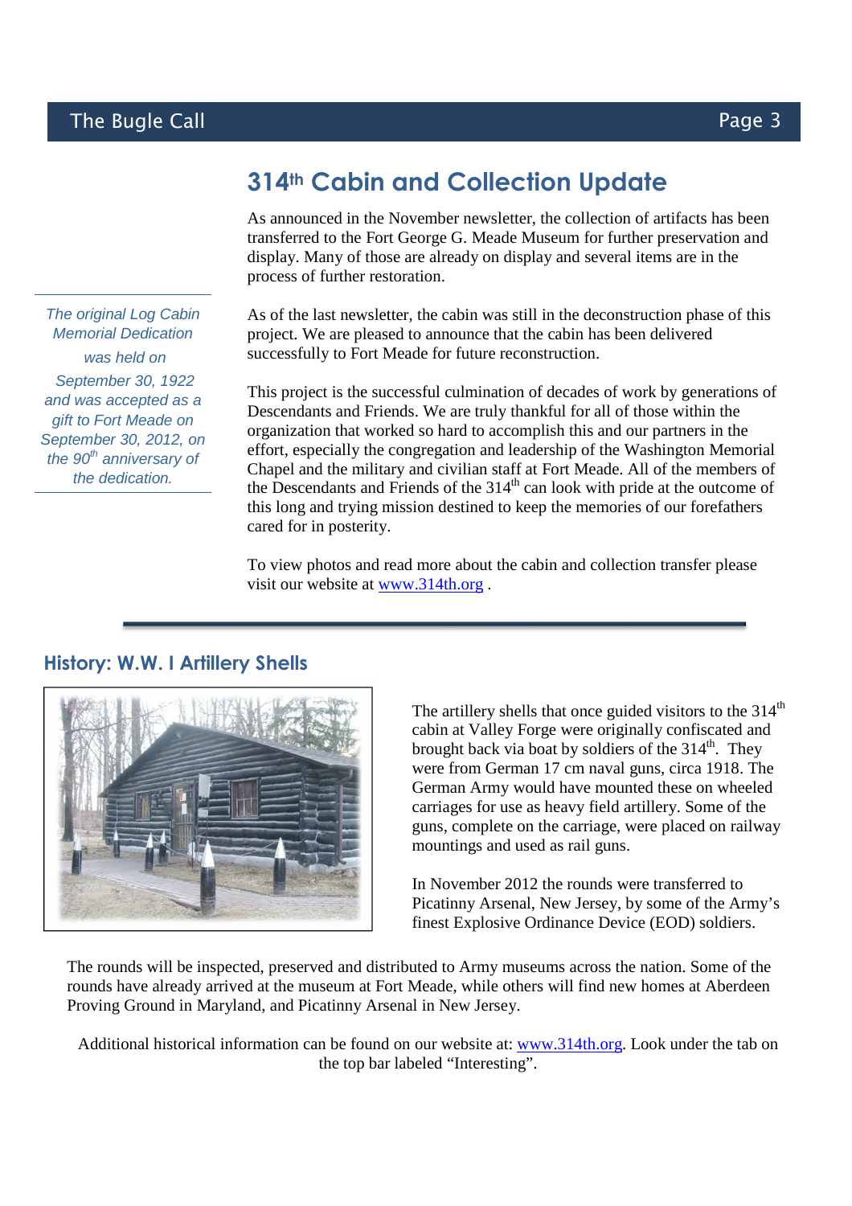## 314th Cabin and Collection Update

*The original Log Cabin Memorial Dedication was held on September 30, 1922 and was accepted as a gift to Fort Meade on September 30, 2012, on the 90th anniversary of the dedication.*

As announced in the November newsletter, the collection of artifacts has been transferred to the Fort George G. Meade Museum for further preservation and display. Many of those are already on display and several items are in the process of further restoration.

As of the last newsletter, the cabin was still in the deconstruction phase of this project. We are pleased to announce that the cabin has been delivered successfully to Fort Meade for future reconstruction.

This project is the successful culmination of decades of work by generations of Descendants and Friends. We are truly thankful for all of those within the organization that worked so hard to accomplish this and our partners in the effort, especially the congregation and leadership of the Washington Memorial Chapel and the military and civilian staff at Fort Meade. All of the members of the Descendants and Friends of the 314th can look with pride at the outcome of this long and trying mission destined to keep the memories of our forefathers cared for in posterity.

To view photos and read more about the cabin and collection transfer please visit our website at www.314th.org .

---

### History: W.W. I Artillery Shells

The artillery shells that once guided visitors to the 314th cabin at Valley Forge were originally confiscated and brought back via boat by soldiers of the 314th. They were from German 17 cm naval guns, circa 1918. The German Army would have mounted these on wheeled carriages for use as heavy field artillery. Some of the guns, complete on the carriage, were placed on railway mountings and used as rail guns.

In November 2012 the rounds were transferred to Picatinny Arsenal, New Jersey, by some of the Army's finest Explosive Ordinance Device (EOD) soldiers.

The rounds will be inspected, preserved and distributed to Army museums across the nation. Some of the rounds have already arrived at the museum at Fort Meade, while others will find new homes at Aberdeen Proving Ground in Maryland, and Picatinny Arsenal in New Jersey.

Additional historical information can be found on our website at: www.314th.org. Look under the tab on the top bar labeled "Interesting".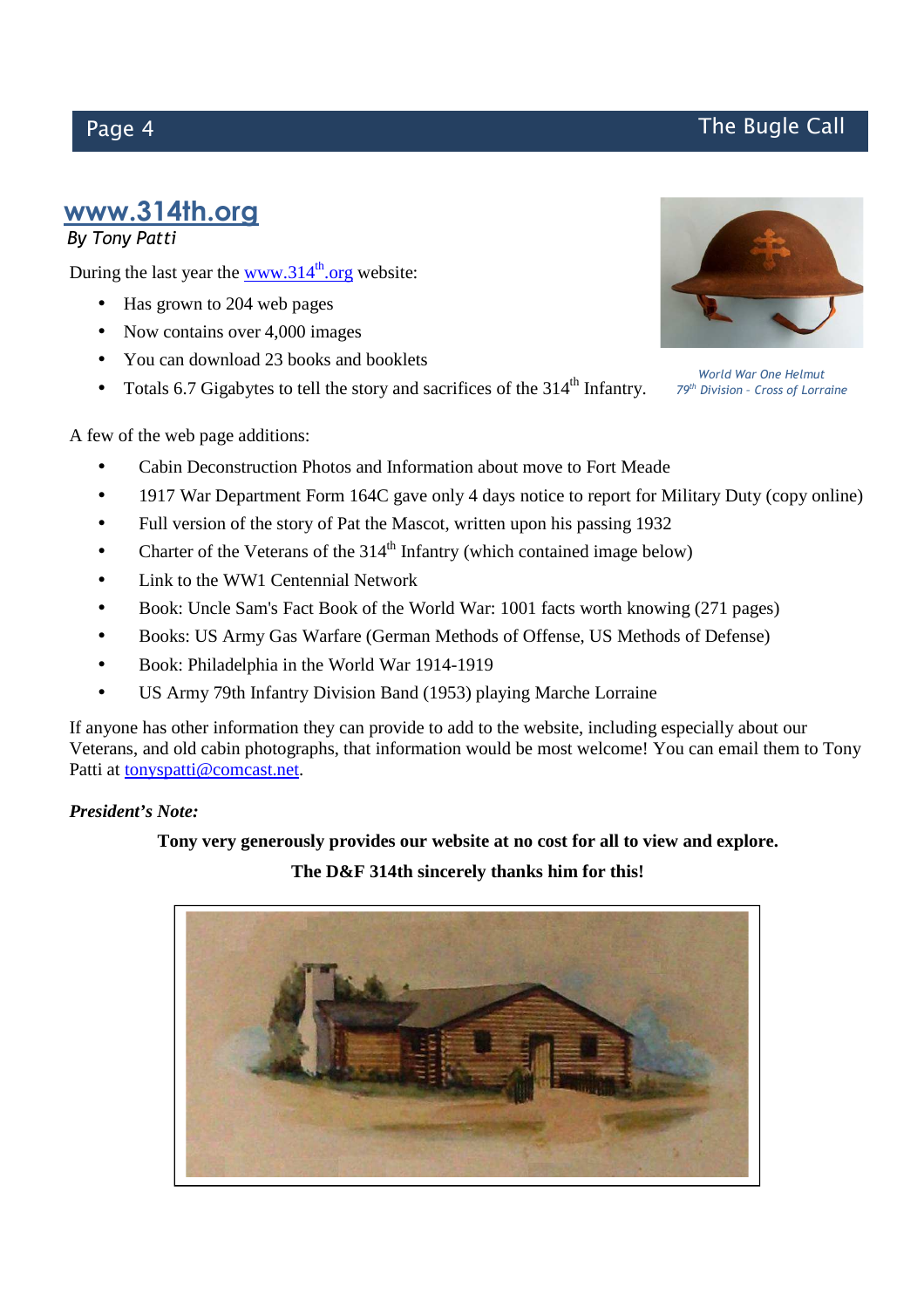## www.314th.org

*By Tony Patti*

During the last year the www.314th.org website:

- Has grown to 204 web pages
- Now contains over 4,000 images
- You can download 23 books and booklets
- Totals 6.7 Gigabytes to tell the story and sacrifices of the 314th Infantry.

*World War One Helmut*
*79th Division - Cross of Lorraine*

A few of the web page additions:

- Cabin Deconstruction Photos and Information about move to Fort Meade
- 1917 War Department Form 164C gave only 4 days notice to report for Military Duty (copy online)
- Full version of the story of Pat the Mascot, written upon his passing 1932
- Charter of the Veterans of the 314th Infantry (which contained image below)
- Link to the WW1 Centennial Network
- Book: Uncle Sam's Fact Book of the World War: 1001 facts worth knowing (271 pages)
- Books: US Army Gas Warfare (German Methods of Offense, US Methods of Defense)
- Book: Philadelphia in the World War 1914-1919
- US Army 79th Infantry Division Band (1953) playing Marche Lorraine

If anyone has other information they can provide to add to the website, including especially about our Veterans, and old cabin photographs, that information would be most welcome! You can email them to Tony Patti at tonyspatti@comcast.net.

***President's Note:***

**Tony very generously provides our website at no cost for all to view and explore.**

**The D&F 314th sincerely thanks him for this!**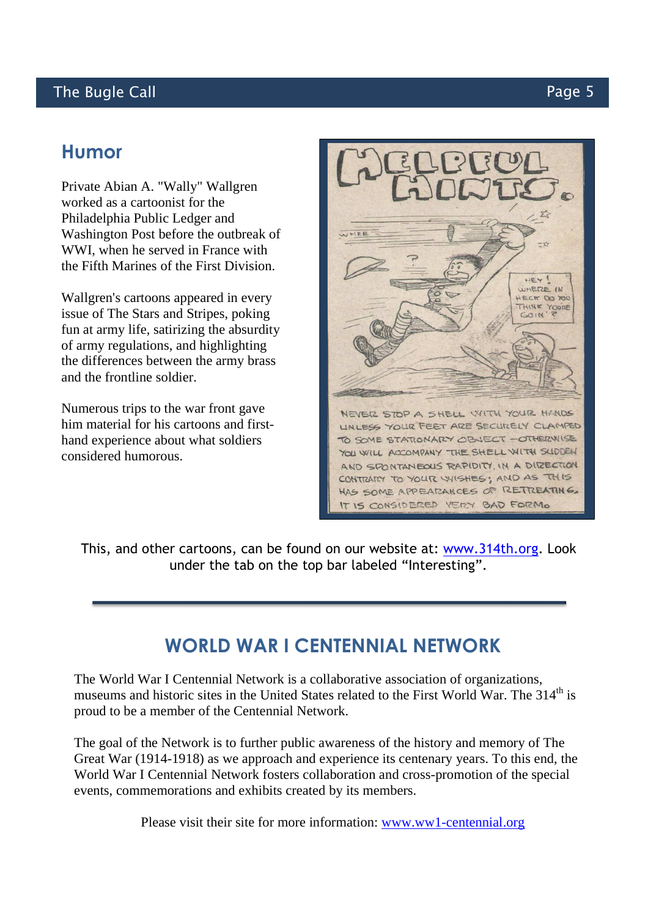## Humor

Private Abian A. "Wally" Wallgren worked as a cartoonist for the Philadelphia Public Ledger and Washington Post before the outbreak of WWI, when he served in France with the Fifth Marines of the First Division.

Wallgren's cartoons appeared in every issue of The Stars and Stripes, poking fun at army life, satirizing the absurdity of army regulations, and highlighting the differences between the army brass and the frontline soldier.

Numerous trips to the war front gave him material for his cartoons and first-hand experience about what soldiers considered humorous.

This, and other cartoons, can be found on our website at: [www.314th.org](http://www.314th.org). Look under the tab on the top bar labeled "Interesting".

---

## WORLD WAR I CENTENNIAL NETWORK

The World War I Centennial Network is a collaborative association of organizations, museums and historic sites in the United States related to the First World War. The 314th is proud to be a member of the Centennial Network.

The goal of the Network is to further public awareness of the history and memory of The Great War (1914-1918) as we approach and experience its centenary years. To this end, the World War I Centennial Network fosters collaboration and cross-promotion of the special events, commemorations and exhibits created by its members.

Please visit their site for more information: [www.ww1-centennial.org](http://www.ww1-centennial.org)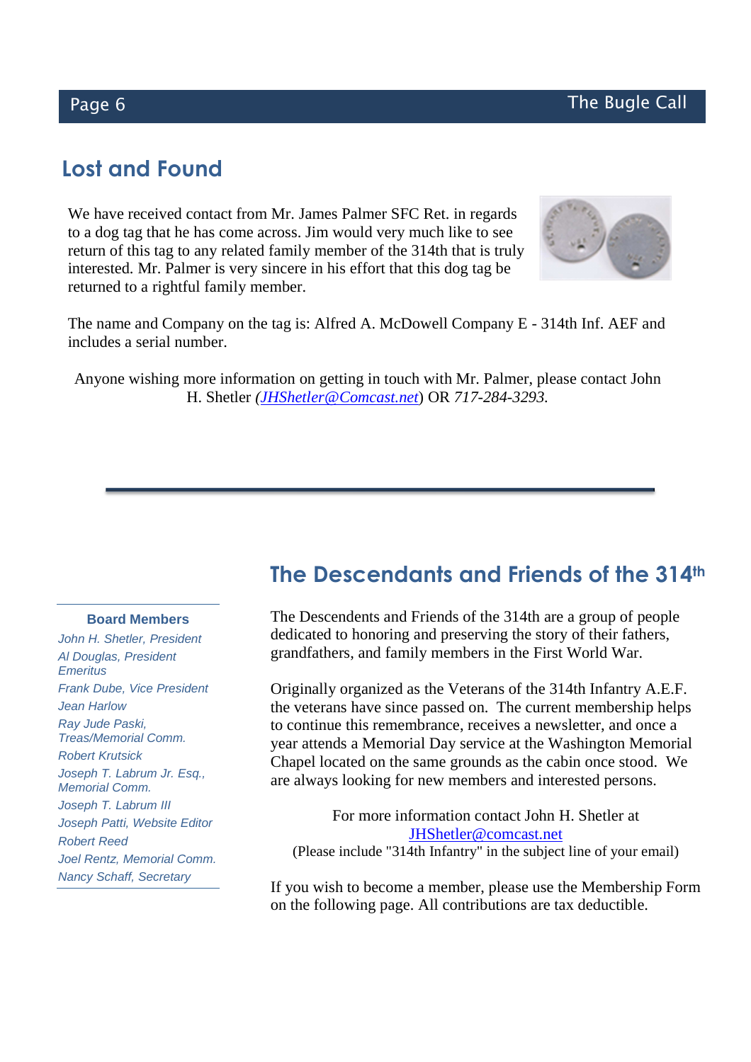## Lost and Found

We have received contact from Mr. James Palmer SFC Ret. in regards to a dog tag that he has come across. Jim would very much like to see return of this tag to any related family member of the 314th that is truly interested. Mr. Palmer is very sincere in his effort that this dog tag be returned to a rightful family member.

The name and Company on the tag is: Alfred A. McDowell Company E - 314th Inf. AEF and includes a serial number.

Anyone wishing more information on getting in touch with Mr. Palmer, please contact John H. Shetler *(JHShetler@Comcast.net)* OR *717-284-3293.*

---

## The Descendants and Friends of the 314th

The Descendents and Friends of the 314th are a group of people dedicated to honoring and preserving the story of their fathers, grandfathers, and family members in the First World War.

Originally organized as the Veterans of the 314th Infantry A.E.F. the veterans have since passed on. The current membership helps to continue this remembrance, receives a newsletter, and once a year attends a Memorial Day service at the Washington Memorial Chapel located on the same grounds as the cabin once stood. We are always looking for new members and interested persons.

For more information contact John H. Shetler at JHShetler@comcast.net
(Please include "314th Infantry" in the subject line of your email)

If you wish to become a member, please use the Membership Form on the following page. All contributions are tax deductible.

**Board Members**

*John H. Shetler, President*
*Al Douglas, President Emeritus*
*Frank Dube, Vice President*
*Jean Harlow*
*Ray Jude Paski, Treas/Memorial Comm.*
*Robert Krutsick*
*Joseph T. Labrum Jr. Esq., Memorial Comm.*
*Joseph T. Labrum III*
*Joseph Patti, Website Editor*
*Robert Reed*
*Joel Rentz, Memorial Comm.*
*Nancy Schaff, Secretary*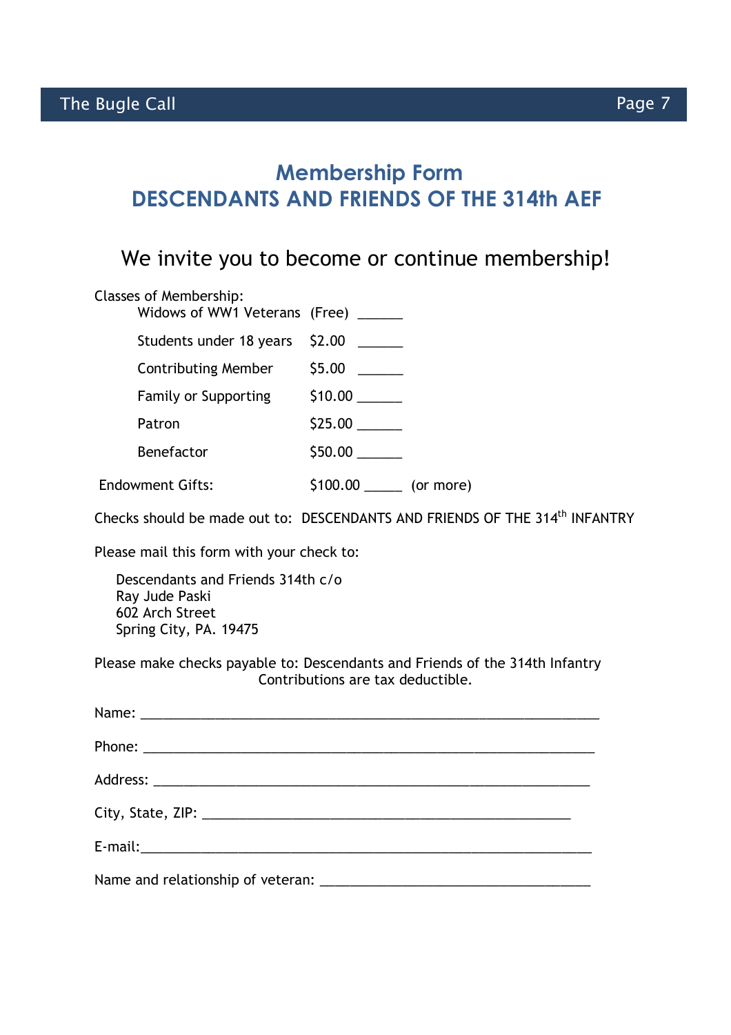## Membership Form
## DESCENDANTS AND FRIENDS OF THE 314th AEF

We invite you to become or continue membership!

Classes of Membership:

| | | |
|---|---|---|
| Widows of WW1 Veterans | (Free) | ______ |
| Students under 18 years | $2.00 | ______ |
| Contributing Member | $5.00 | ______ |
| Family or Supporting | $10.00 | ______ |
| Patron | $25.00 | ______ |
| Benefactor | $50.00 | ______ |
| Endowment Gifts: | $100.00 _____ | (or more) |

Checks should be made out to: DESCENDANTS AND FRIENDS OF THE 314th INFANTRY

Please mail this form with your check to:

Descendants and Friends 314th c/o
Ray Jude Paski
602 Arch Street
Spring City, PA. 19475

Please make checks payable to: Descendants and Friends of the 314th Infantry
Contributions are tax deductible.

Name: ____________________________________________________________

Phone: ____________________________________________________________

Address: __________________________________________________________

City, State, ZIP: ___________________________________________________

E-mail:____________________________________________________________

Name and relationship of veteran: ____________________________________